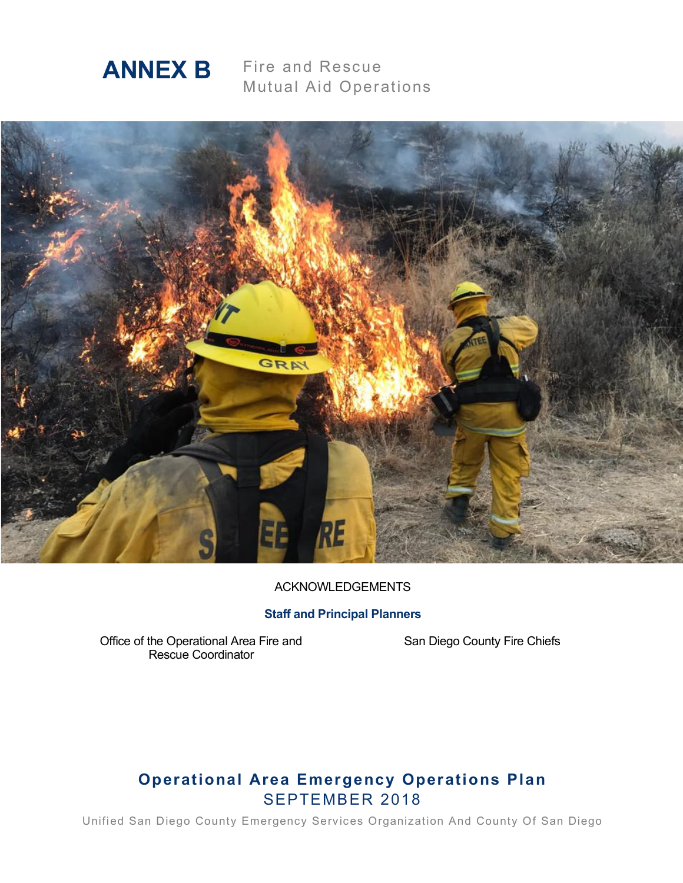# ANNEX B

Fire and Rescue
Mutual Aid Operations

ACKNOWLEDGEMENTS

**Staff and Principal Planners**

Office of the Operational Area Fire and Rescue Coordinator

San Diego County Fire Chiefs

**Operational Area Emergency Operations Plan**

SEPTEMBER 2018

Unified San Diego County Emergency Services Organization And County Of San Diego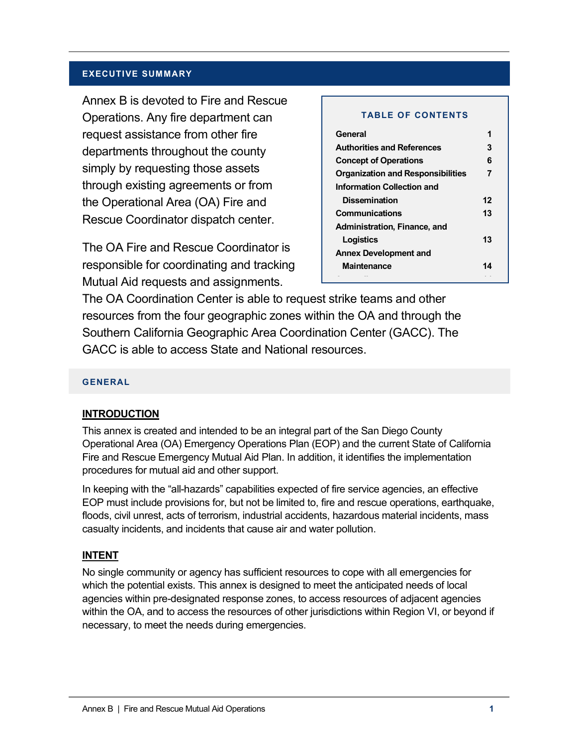## EXECUTIVE SUMMARY

Annex B is devoted to Fire and Rescue Operations. Any fire department can request assistance from other fire departments throughout the county simply by requesting those assets through existing agreements or from the Operational Area (OA) Fire and Rescue Coordinator dispatch center.

The OA Fire and Rescue Coordinator is responsible for coordinating and tracking Mutual Aid requests and assignments. The OA Coordination Center is able to request strike teams and other resources from the four geographic zones within the OA and through the Southern California Geographic Area Coordination Center (GACC). The GACC is able to access State and National resources.

**TABLE OF CONTENTS**

| Section | Page |
|---|---|
| General | 1 |
| Authorities and References | 3 |
| Concept of Operations | 6 |
| Organization and Responsibilities | 7 |
| Information Collection and Dissemination | 12 |
| Communications | 13 |
| Administration, Finance, and Logistics | 13 |
| Annex Development and Maintenance | 14 |

## GENERAL

### INTRODUCTION

This annex is created and intended to be an integral part of the San Diego County Operational Area (OA) Emergency Operations Plan (EOP) and the current State of California Fire and Rescue Emergency Mutual Aid Plan. In addition, it identifies the implementation procedures for mutual aid and other support.

In keeping with the "all-hazards" capabilities expected of fire service agencies, an effective EOP must include provisions for, but not be limited to, fire and rescue operations, earthquake, floods, civil unrest, acts of terrorism, industrial accidents, hazardous material incidents, mass casualty incidents, and incidents that cause air and water pollution.

### INTENT

No single community or agency has sufficient resources to cope with all emergencies for which the potential exists. This annex is designed to meet the anticipated needs of local agencies within pre-designated response zones, to access resources of adjacent agencies within the OA, and to access the resources of other jurisdictions within Region VI, or beyond if necessary, to meet the needs during emergencies.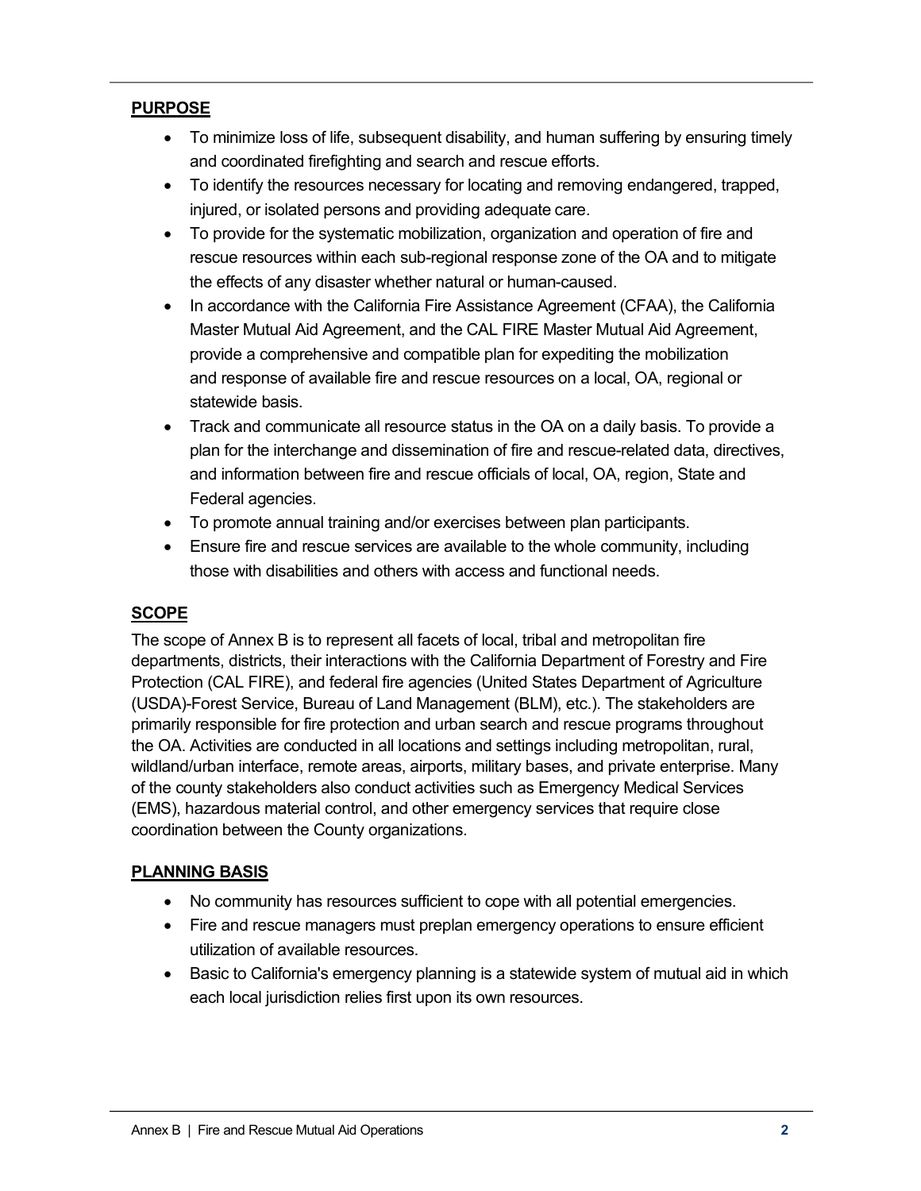## PURPOSE

- To minimize loss of life, subsequent disability, and human suffering by ensuring timely and coordinated firefighting and search and rescue efforts.
- To identify the resources necessary for locating and removing endangered, trapped, injured, or isolated persons and providing adequate care.
- To provide for the systematic mobilization, organization and operation of fire and rescue resources within each sub-regional response zone of the OA and to mitigate the effects of any disaster whether natural or human-caused.
- In accordance with the California Fire Assistance Agreement (CFAA), the California Master Mutual Aid Agreement, and the CAL FIRE Master Mutual Aid Agreement, provide a comprehensive and compatible plan for expediting the mobilization and response of available fire and rescue resources on a local, OA, regional or statewide basis.
- Track and communicate all resource status in the OA on a daily basis. To provide a plan for the interchange and dissemination of fire and rescue-related data, directives, and information between fire and rescue officials of local, OA, region, State and Federal agencies.
- To promote annual training and/or exercises between plan participants.
- Ensure fire and rescue services are available to the whole community, including those with disabilities and others with access and functional needs.

## SCOPE

The scope of Annex B is to represent all facets of local, tribal and metropolitan fire departments, districts, their interactions with the California Department of Forestry and Fire Protection (CAL FIRE), and federal fire agencies (United States Department of Agriculture (USDA)-Forest Service, Bureau of Land Management (BLM), etc.). The stakeholders are primarily responsible for fire protection and urban search and rescue programs throughout the OA. Activities are conducted in all locations and settings including metropolitan, rural, wildland/urban interface, remote areas, airports, military bases, and private enterprise. Many of the county stakeholders also conduct activities such as Emergency Medical Services (EMS), hazardous material control, and other emergency services that require close coordination between the County organizations.

## PLANNING BASIS

- No community has resources sufficient to cope with all potential emergencies.
- Fire and rescue managers must preplan emergency operations to ensure efficient utilization of available resources.
- Basic to California's emergency planning is a statewide system of mutual aid in which each local jurisdiction relies first upon its own resources.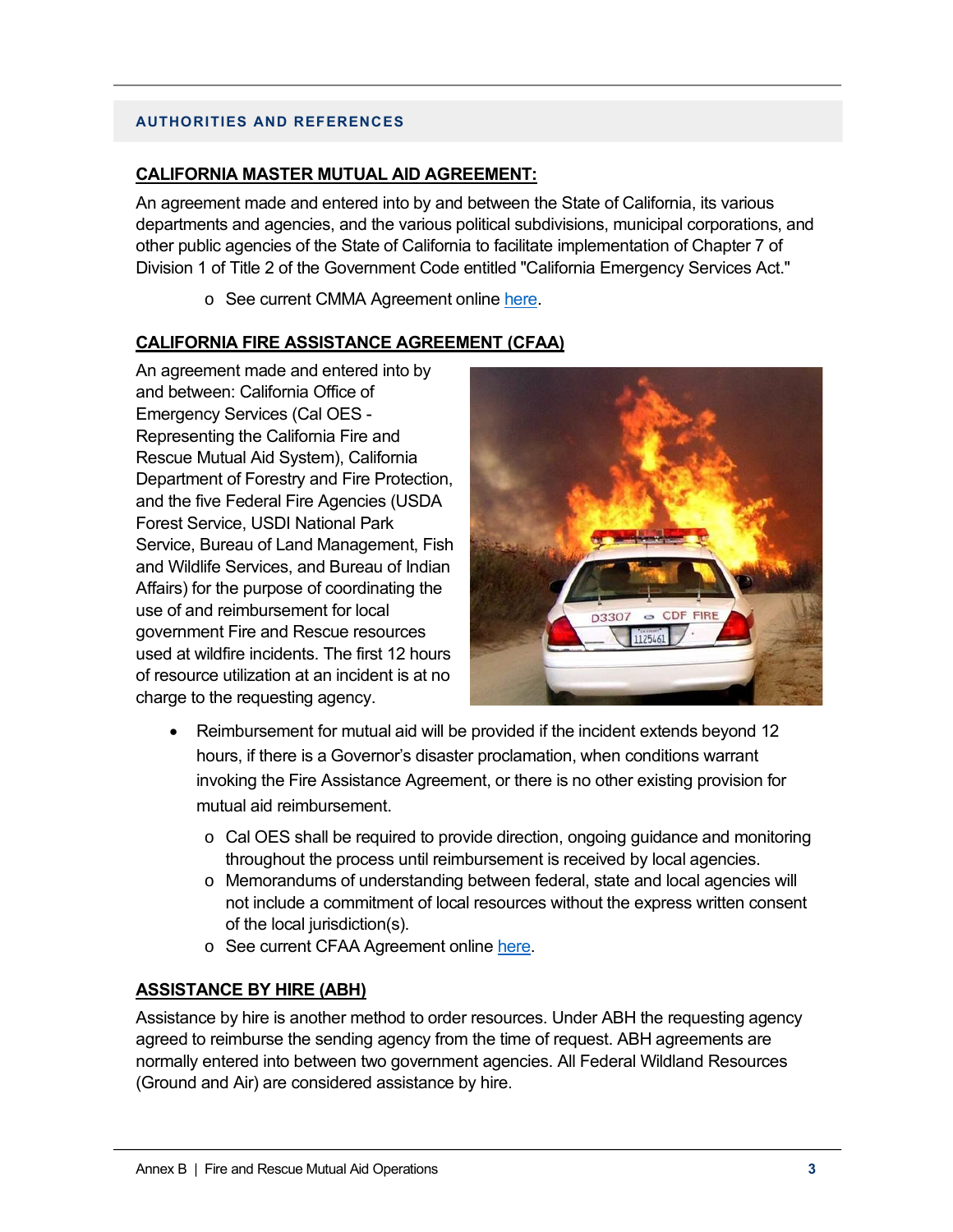## AUTHORITIES AND REFERENCES

### CALIFORNIA MASTER MUTUAL AID AGREEMENT:

An agreement made and entered into by and between the State of California, its various departments and agencies, and the various political subdivisions, municipal corporations, and other public agencies of the State of California to facilitate implementation of Chapter 7 of Division 1 of Title 2 of the Government Code entitled "California Emergency Services Act."

- See current CMMA Agreement online here.

### CALIFORNIA FIRE ASSISTANCE AGREEMENT (CFAA)

An agreement made and entered into by and between: California Office of Emergency Services (Cal OES - Representing the California Fire and Rescue Mutual Aid System), California Department of Forestry and Fire Protection, and the five Federal Fire Agencies (USDA Forest Service, USDI National Park Service, Bureau of Land Management, Fish and Wildlife Services, and Bureau of Indian Affairs) for the purpose of coordinating the use of and reimbursement for local government Fire and Rescue resources used at wildfire incidents. The first 12 hours of resource utilization at an incident is at no charge to the requesting agency.

- Reimbursement for mutual aid will be provided if the incident extends beyond 12 hours, if there is a Governor's disaster proclamation, when conditions warrant invoking the Fire Assistance Agreement, or there is no other existing provision for mutual aid reimbursement.
    - Cal OES shall be required to provide direction, ongoing guidance and monitoring throughout the process until reimbursement is received by local agencies.
    - Memorandums of understanding between federal, state and local agencies will not include a commitment of local resources without the express written consent of the local jurisdiction(s).
    - See current CFAA Agreement online here.

### ASSISTANCE BY HIRE (ABH)

Assistance by hire is another method to order resources. Under ABH the requesting agency agreed to reimburse the sending agency from the time of request. ABH agreements are normally entered into between two government agencies. All Federal Wildland Resources (Ground and Air) are considered assistance by hire.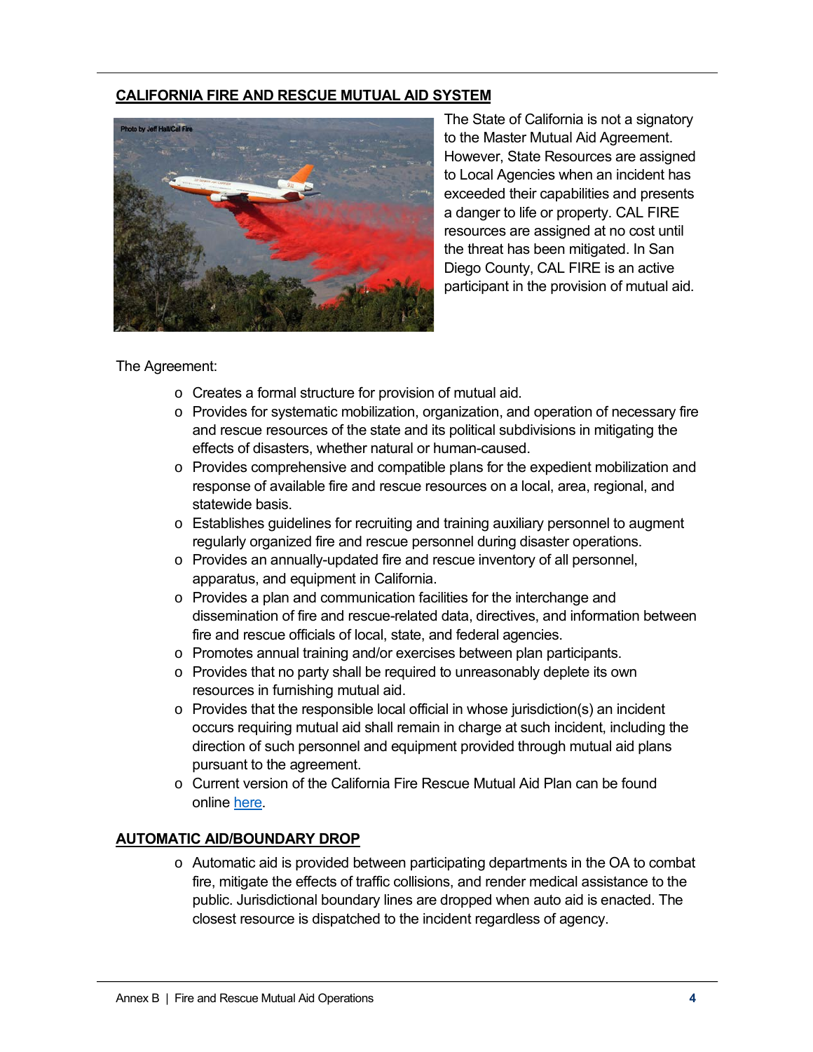## CALIFORNIA FIRE AND RESCUE MUTUAL AID SYSTEM

The State of California is not a signatory to the Master Mutual Aid Agreement. However, State Resources are assigned to Local Agencies when an incident has exceeded their capabilities and presents a danger to life or property. CAL FIRE resources are assigned at no cost until the threat has been mitigated. In San Diego County, CAL FIRE is an active participant in the provision of mutual aid.

The Agreement:

- Creates a formal structure for provision of mutual aid.
- Provides for systematic mobilization, organization, and operation of necessary fire and rescue resources of the state and its political subdivisions in mitigating the effects of disasters, whether natural or human-caused.
- Provides comprehensive and compatible plans for the expedient mobilization and response of available fire and rescue resources on a local, area, regional, and statewide basis.
- Establishes guidelines for recruiting and training auxiliary personnel to augment regularly organized fire and rescue personnel during disaster operations.
- Provides an annually-updated fire and rescue inventory of all personnel, apparatus, and equipment in California.
- Provides a plan and communication facilities for the interchange and dissemination of fire and rescue-related data, directives, and information between fire and rescue officials of local, state, and federal agencies.
- Promotes annual training and/or exercises between plan participants.
- Provides that no party shall be required to unreasonably deplete its own resources in furnishing mutual aid.
- Provides that the responsible local official in whose jurisdiction(s) an incident occurs requiring mutual aid shall remain in charge at such incident, including the direction of such personnel and equipment provided through mutual aid plans pursuant to the agreement.
- Current version of the California Fire Rescue Mutual Aid Plan can be found online here.

## AUTOMATIC AID/BOUNDARY DROP

- Automatic aid is provided between participating departments in the OA to combat fire, mitigate the effects of traffic collisions, and render medical assistance to the public. Jurisdictional boundary lines are dropped when auto aid is enacted. The closest resource is dispatched to the incident regardless of agency.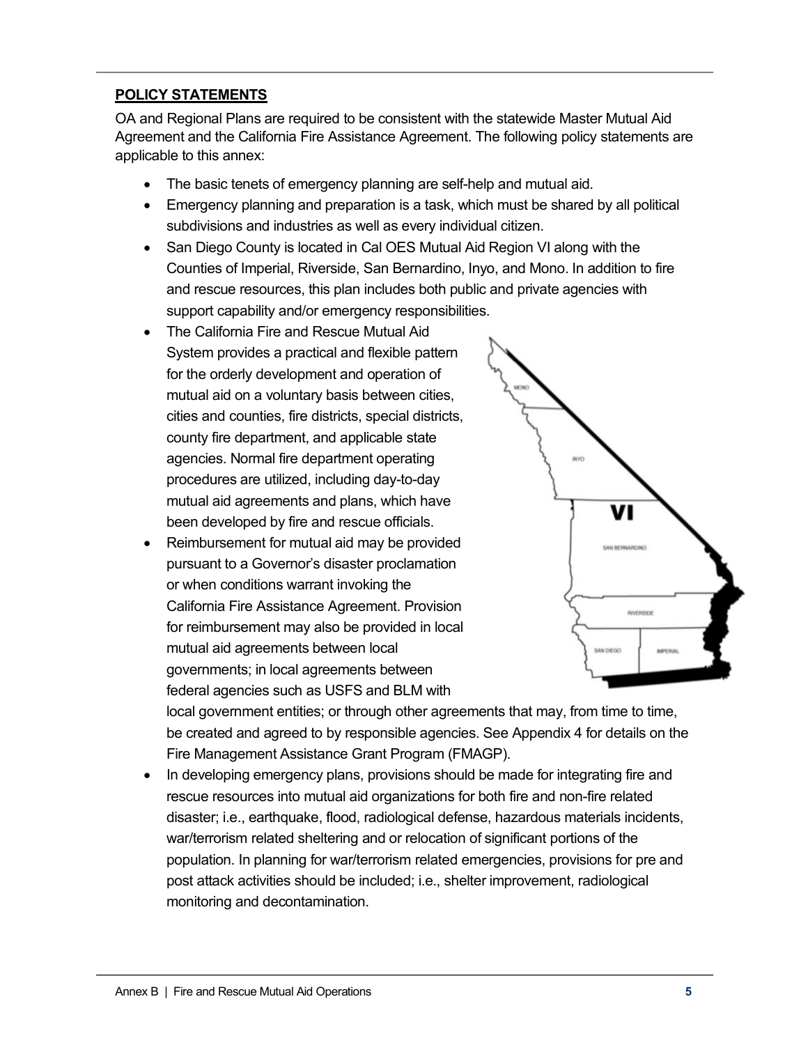## POLICY STATEMENTS

OA and Regional Plans are required to be consistent with the statewide Master Mutual Aid Agreement and the California Fire Assistance Agreement. The following policy statements are applicable to this annex:

- The basic tenets of emergency planning are self-help and mutual aid.
- Emergency planning and preparation is a task, which must be shared by all political subdivisions and industries as well as every individual citizen.
- San Diego County is located in Cal OES Mutual Aid Region VI along with the Counties of Imperial, Riverside, San Bernardino, Inyo, and Mono. In addition to fire and rescue resources, this plan includes both public and private agencies with support capability and/or emergency responsibilities.
- The California Fire and Rescue Mutual Aid System provides a practical and flexible pattern for the orderly development and operation of mutual aid on a voluntary basis between cities, cities and counties, fire districts, special districts, county fire department, and applicable state agencies. Normal fire department operating procedures are utilized, including day-to-day mutual aid agreements and plans, which have been developed by fire and rescue officials.
- Reimbursement for mutual aid may be provided pursuant to a Governor's disaster proclamation or when conditions warrant invoking the California Fire Assistance Agreement. Provision for reimbursement may also be provided in local mutual aid agreements between local governments; in local agreements between federal agencies such as USFS and BLM with local government entities; or through other agreements that may, from time to time, be created and agreed to by responsible agencies. See Appendix 4 for details on the Fire Management Assistance Grant Program (FMAGP).
- In developing emergency plans, provisions should be made for integrating fire and rescue resources into mutual aid organizations for both fire and non-fire related disaster; i.e., earthquake, flood, radiological defense, hazardous materials incidents, war/terrorism related sheltering and or relocation of significant portions of the population. In planning for war/terrorism related emergencies, provisions for pre and post attack activities should be included; i.e., shelter improvement, radiological monitoring and decontamination.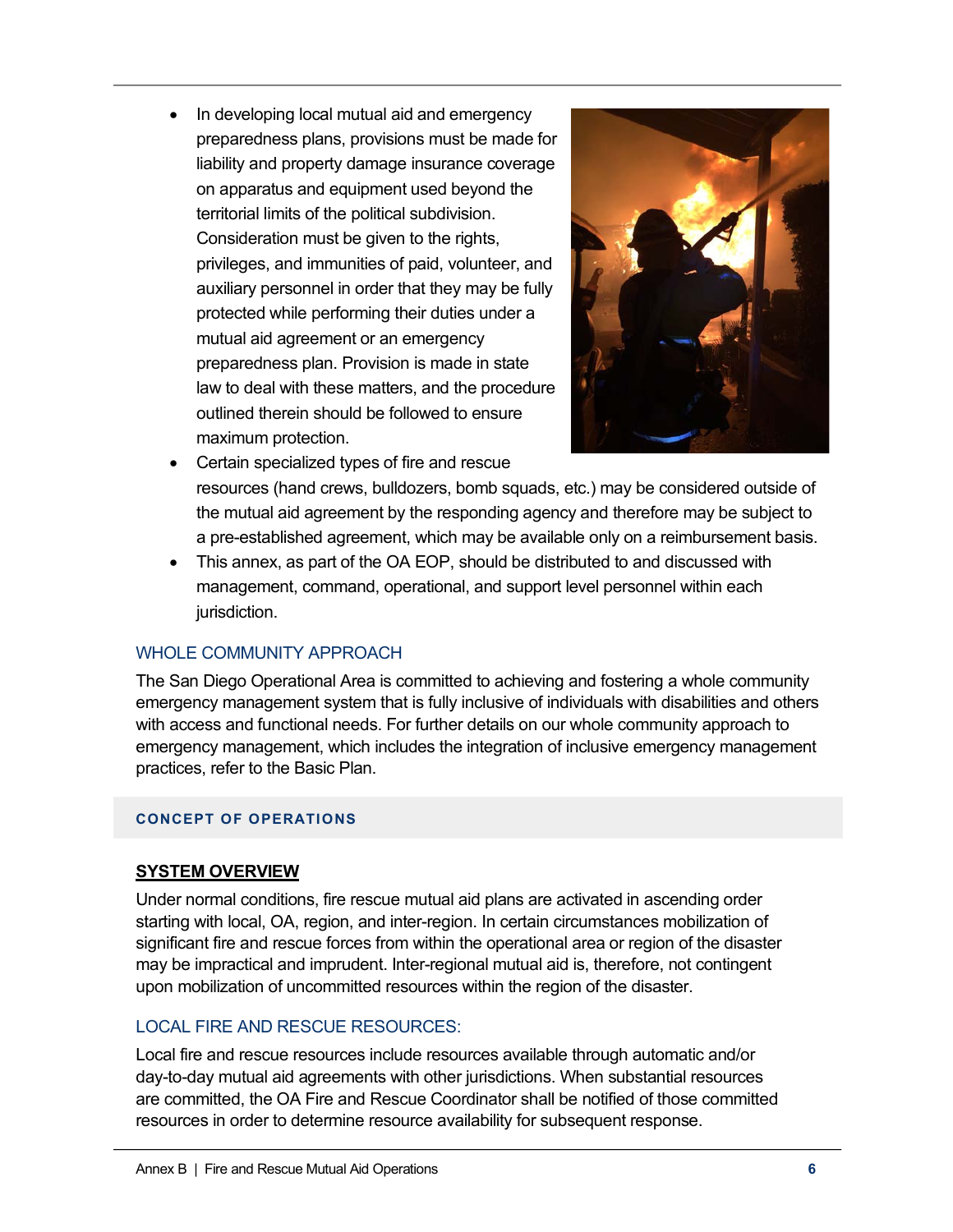- In developing local mutual aid and emergency preparedness plans, provisions must be made for liability and property damage insurance coverage on apparatus and equipment used beyond the territorial limits of the political subdivision. Consideration must be given to the rights, privileges, and immunities of paid, volunteer, and auxiliary personnel in order that they may be fully protected while performing their duties under a mutual aid agreement or an emergency preparedness plan. Provision is made in state law to deal with these matters, and the procedure outlined therein should be followed to ensure maximum protection.
- Certain specialized types of fire and rescue resources (hand crews, bulldozers, bomb squads, etc.) may be considered outside of the mutual aid agreement by the responding agency and therefore may be subject to a pre-established agreement, which may be available only on a reimbursement basis.
- This annex, as part of the OA EOP, should be distributed to and discussed with management, command, operational, and support level personnel within each jurisdiction.

### WHOLE COMMUNITY APPROACH

The San Diego Operational Area is committed to achieving and fostering a whole community emergency management system that is fully inclusive of individuals with disabilities and others with access and functional needs. For further details on our whole community approach to emergency management, which includes the integration of inclusive emergency management practices, refer to the Basic Plan.

## CONCEPT OF OPERATIONS

### SYSTEM OVERVIEW

Under normal conditions, fire rescue mutual aid plans are activated in ascending order starting with local, OA, region, and inter-region. In certain circumstances mobilization of significant fire and rescue forces from within the operational area or region of the disaster may be impractical and imprudent. Inter-regional mutual aid is, therefore, not contingent upon mobilization of uncommitted resources within the region of the disaster.

### LOCAL FIRE AND RESCUE RESOURCES:

Local fire and rescue resources include resources available through automatic and/or day-to-day mutual aid agreements with other jurisdictions. When substantial resources are committed, the OA Fire and Rescue Coordinator shall be notified of those committed resources in order to determine resource availability for subsequent response.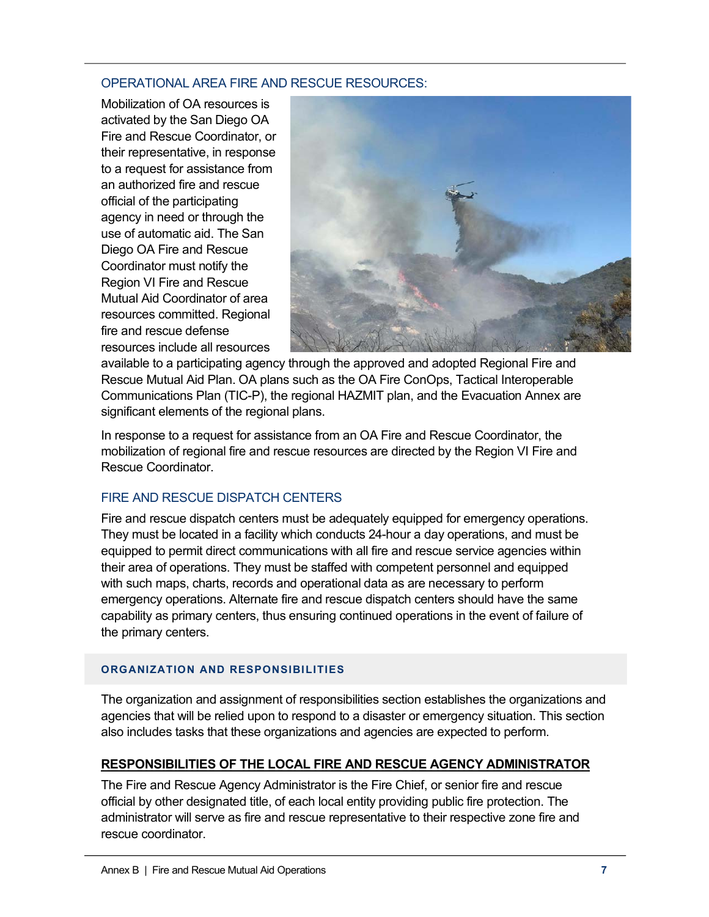### OPERATIONAL AREA FIRE AND RESCUE RESOURCES:

Mobilization of OA resources is activated by the San Diego OA Fire and Rescue Coordinator, or their representative, in response to a request for assistance from an authorized fire and rescue official of the participating agency in need or through the use of automatic aid. The San Diego OA Fire and Rescue Coordinator must notify the Region VI Fire and Rescue Mutual Aid Coordinator of area resources committed. Regional fire and rescue defense resources include all resources available to a participating agency through the approved and adopted Regional Fire and Rescue Mutual Aid Plan. OA plans such as the OA Fire ConOps, Tactical Interoperable Communications Plan (TIC-P), the regional HAZMIT plan, and the Evacuation Annex are significant elements of the regional plans.

In response to a request for assistance from an OA Fire and Rescue Coordinator, the mobilization of regional fire and rescue resources are directed by the Region VI Fire and Rescue Coordinator.

### FIRE AND RESCUE DISPATCH CENTERS

Fire and rescue dispatch centers must be adequately equipped for emergency operations. They must be located in a facility which conducts 24-hour a day operations, and must be equipped to permit direct communications with all fire and rescue service agencies within their area of operations. They must be staffed with competent personnel and equipped with such maps, charts, records and operational data as are necessary to perform emergency operations. Alternate fire and rescue dispatch centers should have the same capability as primary centers, thus ensuring continued operations in the event of failure of the primary centers.

## ORGANIZATION AND RESPONSIBILITIES

The organization and assignment of responsibilities section establishes the organizations and agencies that will be relied upon to respond to a disaster or emergency situation. This section also includes tasks that these organizations and agencies are expected to perform.

### RESPONSIBILITIES OF THE LOCAL FIRE AND RESCUE AGENCY ADMINISTRATOR

The Fire and Rescue Agency Administrator is the Fire Chief, or senior fire and rescue official by other designated title, of each local entity providing public fire protection. The administrator will serve as fire and rescue representative to their respective zone fire and rescue coordinator.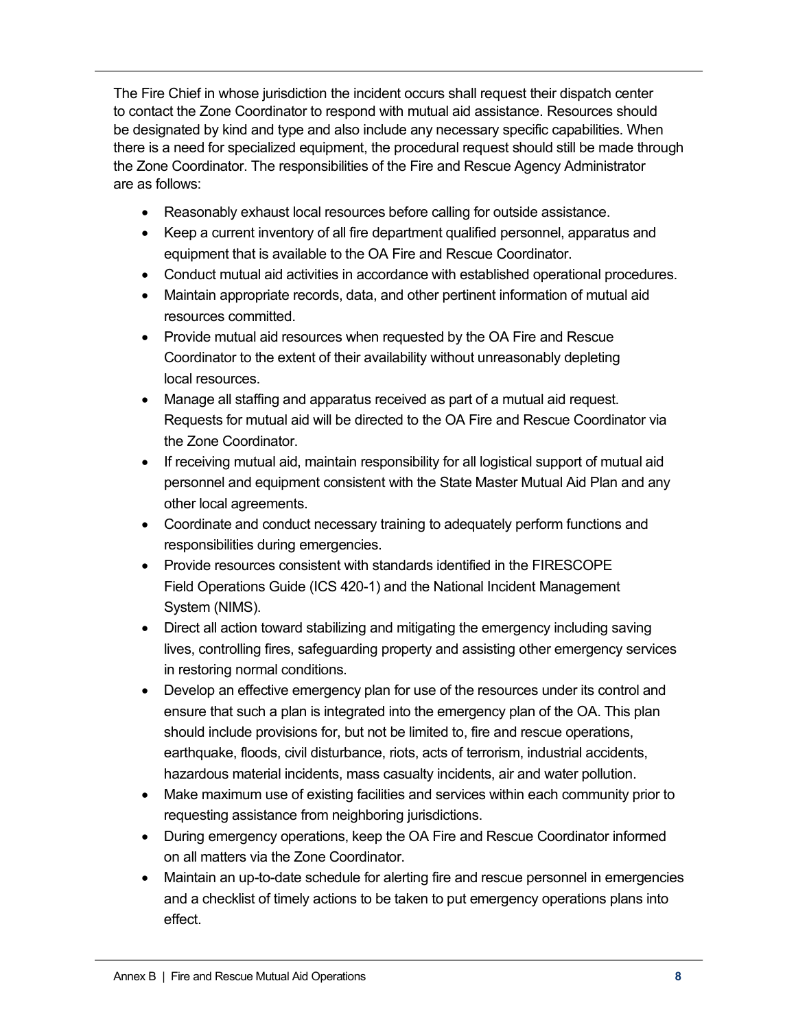The Fire Chief in whose jurisdiction the incident occurs shall request their dispatch center to contact the Zone Coordinator to respond with mutual aid assistance. Resources should be designated by kind and type and also include any necessary specific capabilities. When there is a need for specialized equipment, the procedural request should still be made through the Zone Coordinator. The responsibilities of the Fire and Rescue Agency Administrator are as follows:

- Reasonably exhaust local resources before calling for outside assistance.
- Keep a current inventory of all fire department qualified personnel, apparatus and equipment that is available to the OA Fire and Rescue Coordinator.
- Conduct mutual aid activities in accordance with established operational procedures.
- Maintain appropriate records, data, and other pertinent information of mutual aid resources committed.
- Provide mutual aid resources when requested by the OA Fire and Rescue Coordinator to the extent of their availability without unreasonably depleting local resources.
- Manage all staffing and apparatus received as part of a mutual aid request. Requests for mutual aid will be directed to the OA Fire and Rescue Coordinator via the Zone Coordinator.
- If receiving mutual aid, maintain responsibility for all logistical support of mutual aid personnel and equipment consistent with the State Master Mutual Aid Plan and any other local agreements.
- Coordinate and conduct necessary training to adequately perform functions and responsibilities during emergencies.
- Provide resources consistent with standards identified in the FIRESCOPE Field Operations Guide (ICS 420-1) and the National Incident Management System (NIMS).
- Direct all action toward stabilizing and mitigating the emergency including saving lives, controlling fires, safeguarding property and assisting other emergency services in restoring normal conditions.
- Develop an effective emergency plan for use of the resources under its control and ensure that such a plan is integrated into the emergency plan of the OA. This plan should include provisions for, but not be limited to, fire and rescue operations, earthquake, floods, civil disturbance, riots, acts of terrorism, industrial accidents, hazardous material incidents, mass casualty incidents, air and water pollution.
- Make maximum use of existing facilities and services within each community prior to requesting assistance from neighboring jurisdictions.
- During emergency operations, keep the OA Fire and Rescue Coordinator informed on all matters via the Zone Coordinator.
- Maintain an up-to-date schedule for alerting fire and rescue personnel in emergencies and a checklist of timely actions to be taken to put emergency operations plans into effect.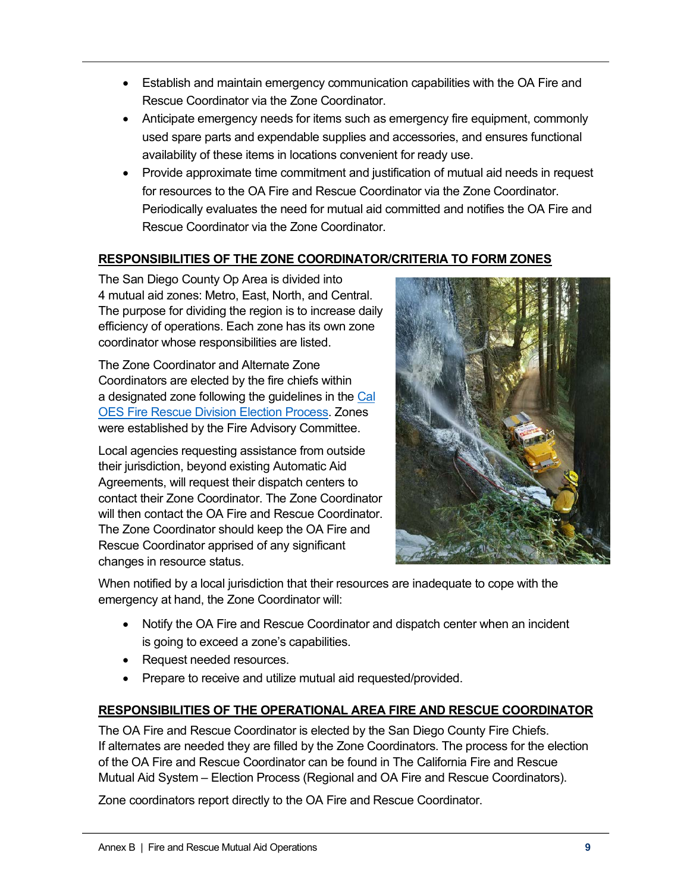- Establish and maintain emergency communication capabilities with the OA Fire and Rescue Coordinator via the Zone Coordinator.
- Anticipate emergency needs for items such as emergency fire equipment, commonly used spare parts and expendable supplies and accessories, and ensures functional availability of these items in locations convenient for ready use.
- Provide approximate time commitment and justification of mutual aid needs in request for resources to the OA Fire and Rescue Coordinator via the Zone Coordinator. Periodically evaluates the need for mutual aid committed and notifies the OA Fire and Rescue Coordinator via the Zone Coordinator.

## RESPONSIBILITIES OF THE ZONE COORDINATOR/CRITERIA TO FORM ZONES

The San Diego County Op Area is divided into 4 mutual aid zones: Metro, East, North, and Central. The purpose for dividing the region is to increase daily efficiency of operations. Each zone has its own zone coordinator whose responsibilities are listed.

The Zone Coordinator and Alternate Zone Coordinators are elected by the fire chiefs within a designated zone following the guidelines in the Cal OES Fire Rescue Division Election Process. Zones were established by the Fire Advisory Committee.

Local agencies requesting assistance from outside their jurisdiction, beyond existing Automatic Aid Agreements, will request their dispatch centers to contact their Zone Coordinator. The Zone Coordinator will then contact the OA Fire and Rescue Coordinator. The Zone Coordinator should keep the OA Fire and Rescue Coordinator apprised of any significant changes in resource status.

When notified by a local jurisdiction that their resources are inadequate to cope with the emergency at hand, the Zone Coordinator will:

- Notify the OA Fire and Rescue Coordinator and dispatch center when an incident is going to exceed a zone's capabilities.
- Request needed resources.
- Prepare to receive and utilize mutual aid requested/provided.

## RESPONSIBILITIES OF THE OPERATIONAL AREA FIRE AND RESCUE COORDINATOR

The OA Fire and Rescue Coordinator is elected by the San Diego County Fire Chiefs. If alternates are needed they are filled by the Zone Coordinators. The process for the election of the OA Fire and Rescue Coordinator can be found in The California Fire and Rescue Mutual Aid System – Election Process (Regional and OA Fire and Rescue Coordinators).

Zone coordinators report directly to the OA Fire and Rescue Coordinator.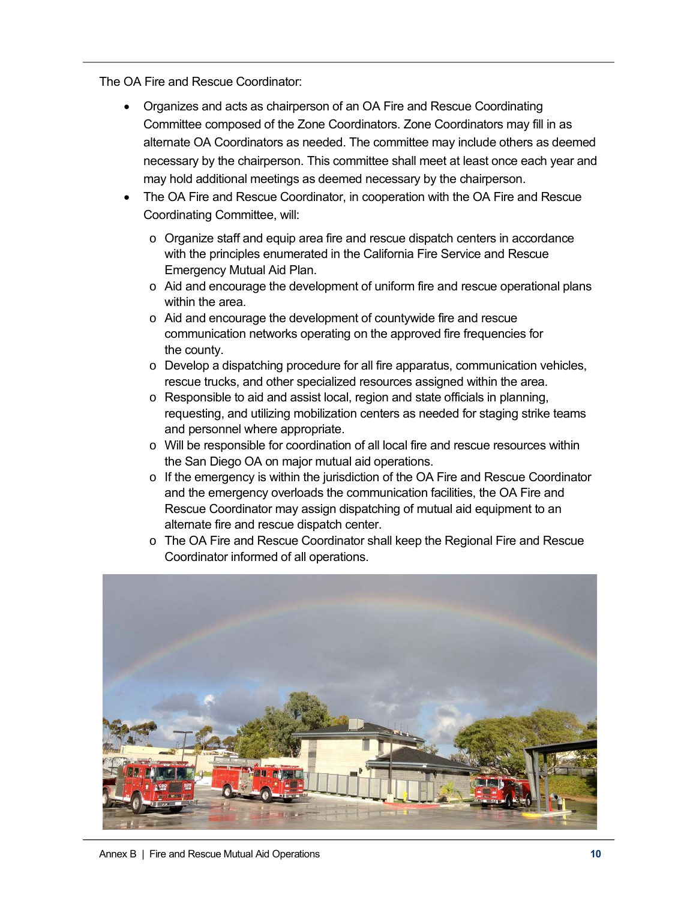The OA Fire and Rescue Coordinator:

- Organizes and acts as chairperson of an OA Fire and Rescue Coordinating Committee composed of the Zone Coordinators. Zone Coordinators may fill in as alternate OA Coordinators as needed. The committee may include others as deemed necessary by the chairperson. This committee shall meet at least once each year and may hold additional meetings as deemed necessary by the chairperson.
- The OA Fire and Rescue Coordinator, in cooperation with the OA Fire and Rescue Coordinating Committee, will:
  - Organize staff and equip area fire and rescue dispatch centers in accordance with the principles enumerated in the California Fire Service and Rescue Emergency Mutual Aid Plan.
  - Aid and encourage the development of uniform fire and rescue operational plans within the area.
  - Aid and encourage the development of countywide fire and rescue communication networks operating on the approved fire frequencies for the county.
  - Develop a dispatching procedure for all fire apparatus, communication vehicles, rescue trucks, and other specialized resources assigned within the area.
  - Responsible to aid and assist local, region and state officials in planning, requesting, and utilizing mobilization centers as needed for staging strike teams and personnel where appropriate.
  - Will be responsible for coordination of all local fire and rescue resources within the San Diego OA on major mutual aid operations.
  - If the emergency is within the jurisdiction of the OA Fire and Rescue Coordinator and the emergency overloads the communication facilities, the OA Fire and Rescue Coordinator may assign dispatching of mutual aid equipment to an alternate fire and rescue dispatch center.
  - The OA Fire and Rescue Coordinator shall keep the Regional Fire and Rescue Coordinator informed of all operations.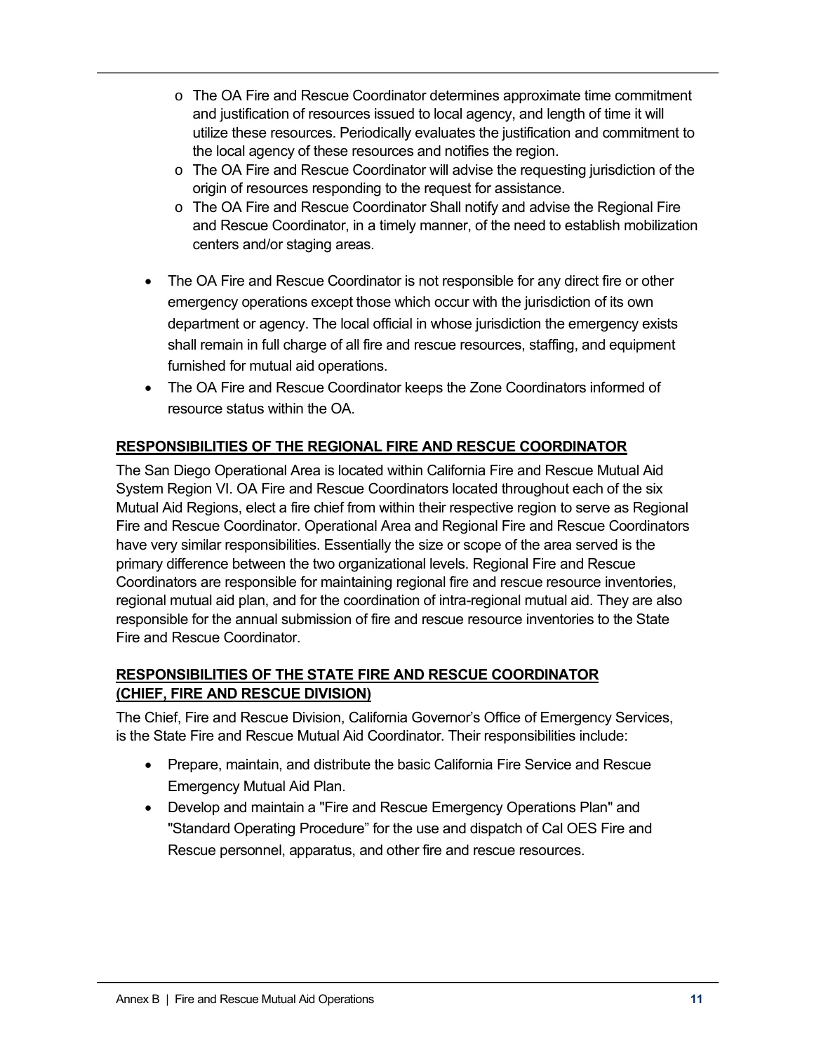- The OA Fire and Rescue Coordinator determines approximate time commitment and justification of resources issued to local agency, and length of time it will utilize these resources. Periodically evaluates the justification and commitment to the local agency of these resources and notifies the region.
  - The OA Fire and Rescue Coordinator will advise the requesting jurisdiction of the origin of resources responding to the request for assistance.
  - The OA Fire and Rescue Coordinator Shall notify and advise the Regional Fire and Rescue Coordinator, in a timely manner, of the need to establish mobilization centers and/or staging areas.

- The OA Fire and Rescue Coordinator is not responsible for any direct fire or other emergency operations except those which occur with the jurisdiction of its own department or agency. The local official in whose jurisdiction the emergency exists shall remain in full charge of all fire and rescue resources, staffing, and equipment furnished for mutual aid operations.
- The OA Fire and Rescue Coordinator keeps the Zone Coordinators informed of resource status within the OA.

## RESPONSIBILITIES OF THE REGIONAL FIRE AND RESCUE COORDINATOR

The San Diego Operational Area is located within California Fire and Rescue Mutual Aid System Region VI. OA Fire and Rescue Coordinators located throughout each of the six Mutual Aid Regions, elect a fire chief from within their respective region to serve as Regional Fire and Rescue Coordinator. Operational Area and Regional Fire and Rescue Coordinators have very similar responsibilities. Essentially the size or scope of the area served is the primary difference between the two organizational levels. Regional Fire and Rescue Coordinators are responsible for maintaining regional fire and rescue resource inventories, regional mutual aid plan, and for the coordination of intra-regional mutual aid. They are also responsible for the annual submission of fire and rescue resource inventories to the State Fire and Rescue Coordinator.

## RESPONSIBILITIES OF THE STATE FIRE AND RESCUE COORDINATOR (CHIEF, FIRE AND RESCUE DIVISION)

The Chief, Fire and Rescue Division, California Governor's Office of Emergency Services, is the State Fire and Rescue Mutual Aid Coordinator. Their responsibilities include:

- Prepare, maintain, and distribute the basic California Fire Service and Rescue Emergency Mutual Aid Plan.
- Develop and maintain a "Fire and Rescue Emergency Operations Plan" and "Standard Operating Procedure" for the use and dispatch of Cal OES Fire and Rescue personnel, apparatus, and other fire and rescue resources.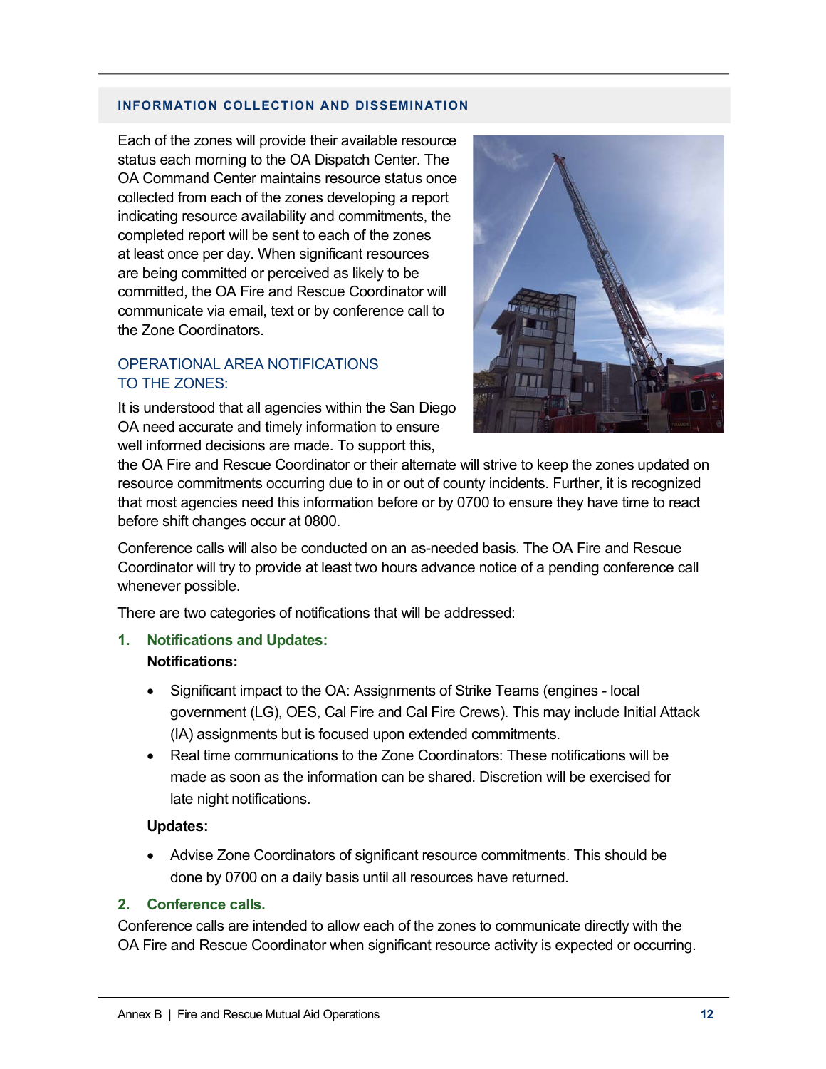## INFORMATION COLLECTION AND DISSEMINATION

Each of the zones will provide their available resource status each morning to the OA Dispatch Center. The OA Command Center maintains resource status once collected from each of the zones developing a report indicating resource availability and commitments, the completed report will be sent to each of the zones at least once per day. When significant resources are being committed or perceived as likely to be committed, the OA Fire and Rescue Coordinator will communicate via email, text or by conference call to the Zone Coordinators.

### OPERATIONAL AREA NOTIFICATIONS TO THE ZONES:

It is understood that all agencies within the San Diego OA need accurate and timely information to ensure well informed decisions are made. To support this, the OA Fire and Rescue Coordinator or their alternate will strive to keep the zones updated on resource commitments occurring due to in or out of county incidents. Further, it is recognized that most agencies need this information before or by 0700 to ensure they have time to react before shift changes occur at 0800.

Conference calls will also be conducted on an as-needed basis. The OA Fire and Rescue Coordinator will try to provide at least two hours advance notice of a pending conference call whenever possible.

There are two categories of notifications that will be addressed:

1. **Notifications and Updates:**

   **Notifications:**

   - Significant impact to the OA: Assignments of Strike Teams (engines - local government (LG), OES, Cal Fire and Cal Fire Crews). This may include Initial Attack (IA) assignments but is focused upon extended commitments.
   - Real time communications to the Zone Coordinators: These notifications will be made as soon as the information can be shared. Discretion will be exercised for late night notifications.

   **Updates:**

   - Advise Zone Coordinators of significant resource commitments. This should be done by 0700 on a daily basis until all resources have returned.

2. **Conference calls.**

Conference calls are intended to allow each of the zones to communicate directly with the OA Fire and Rescue Coordinator when significant resource activity is expected or occurring.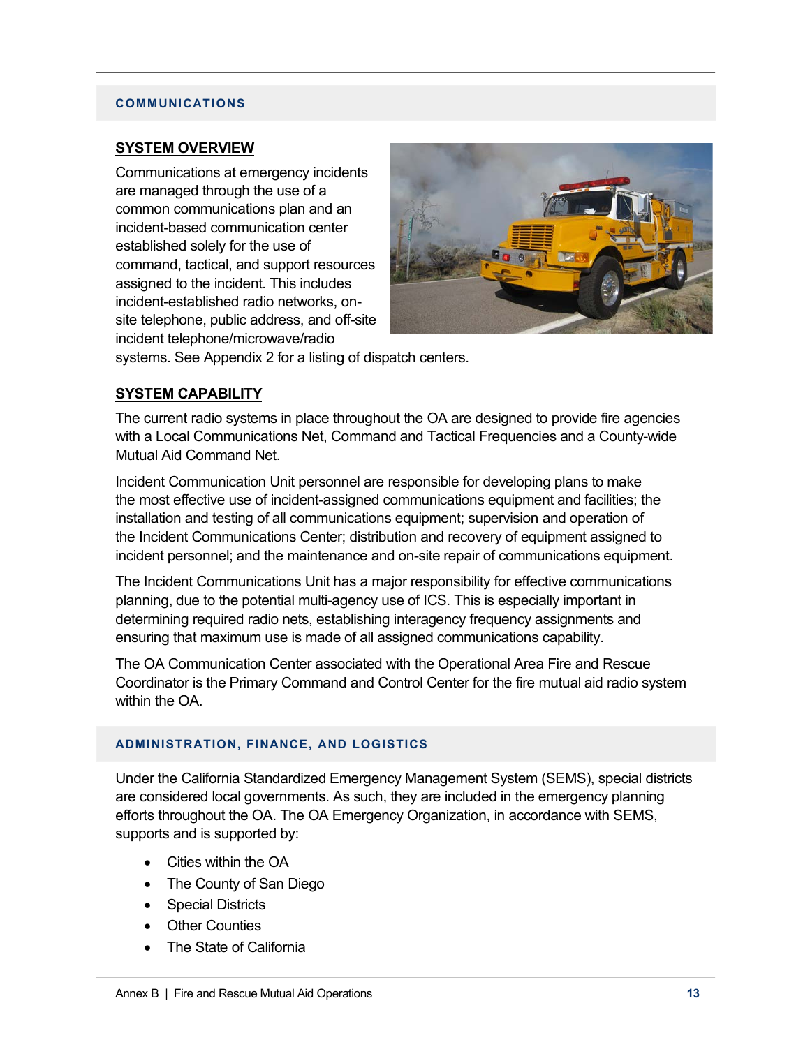## COMMUNICATIONS

### SYSTEM OVERVIEW

Communications at emergency incidents are managed through the use of a common communications plan and an incident-based communication center established solely for the use of command, tactical, and support resources assigned to the incident. This includes incident-established radio networks, on-site telephone, public address, and off-site incident telephone/microwave/radio systems. See Appendix 2 for a listing of dispatch centers.

### SYSTEM CAPABILITY

The current radio systems in place throughout the OA are designed to provide fire agencies with a Local Communications Net, Command and Tactical Frequencies and a County-wide Mutual Aid Command Net.

Incident Communication Unit personnel are responsible for developing plans to make the most effective use of incident-assigned communications equipment and facilities; the installation and testing of all communications equipment; supervision and operation of the Incident Communications Center; distribution and recovery of equipment assigned to incident personnel; and the maintenance and on-site repair of communications equipment.

The Incident Communications Unit has a major responsibility for effective communications planning, due to the potential multi-agency use of ICS. This is especially important in determining required radio nets, establishing interagency frequency assignments and ensuring that maximum use is made of all assigned communications capability.

The OA Communication Center associated with the Operational Area Fire and Rescue Coordinator is the Primary Command and Control Center for the fire mutual aid radio system within the OA.

## ADMINISTRATION, FINANCE, AND LOGISTICS

Under the California Standardized Emergency Management System (SEMS), special districts are considered local governments. As such, they are included in the emergency planning efforts throughout the OA. The OA Emergency Organization, in accordance with SEMS, supports and is supported by:

- Cities within the OA
- The County of San Diego
- Special Districts
- Other Counties
- The State of California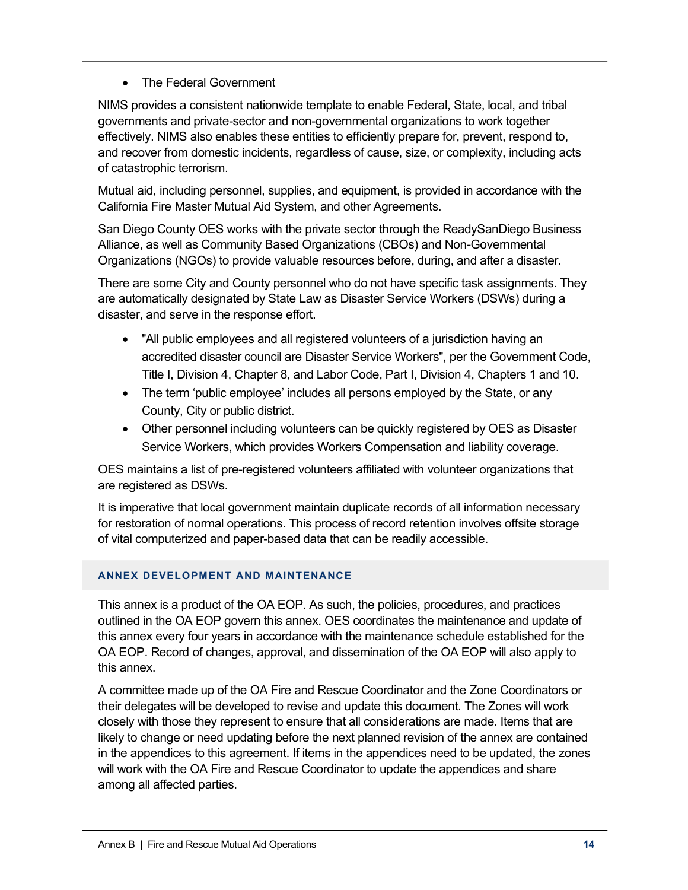- The Federal Government

NIMS provides a consistent nationwide template to enable Federal, State, local, and tribal governments and private-sector and non-governmental organizations to work together effectively. NIMS also enables these entities to efficiently prepare for, prevent, respond to, and recover from domestic incidents, regardless of cause, size, or complexity, including acts of catastrophic terrorism.

Mutual aid, including personnel, supplies, and equipment, is provided in accordance with the California Fire Master Mutual Aid System, and other Agreements.

San Diego County OES works with the private sector through the ReadySanDiego Business Alliance, as well as Community Based Organizations (CBOs) and Non-Governmental Organizations (NGOs) to provide valuable resources before, during, and after a disaster.

There are some City and County personnel who do not have specific task assignments. They are automatically designated by State Law as Disaster Service Workers (DSWs) during a disaster, and serve in the response effort.

- "All public employees and all registered volunteers of a jurisdiction having an accredited disaster council are Disaster Service Workers", per the Government Code, Title I, Division 4, Chapter 8, and Labor Code, Part I, Division 4, Chapters 1 and 10.
- The term 'public employee' includes all persons employed by the State, or any County, City or public district.
- Other personnel including volunteers can be quickly registered by OES as Disaster Service Workers, which provides Workers Compensation and liability coverage.

OES maintains a list of pre-registered volunteers affiliated with volunteer organizations that are registered as DSWs.

It is imperative that local government maintain duplicate records of all information necessary for restoration of normal operations. This process of record retention involves offsite storage of vital computerized and paper-based data that can be readily accessible.

## ANNEX DEVELOPMENT AND MAINTENANCE

This annex is a product of the OA EOP. As such, the policies, procedures, and practices outlined in the OA EOP govern this annex. OES coordinates the maintenance and update of this annex every four years in accordance with the maintenance schedule established for the OA EOP. Record of changes, approval, and dissemination of the OA EOP will also apply to this annex.

A committee made up of the OA Fire and Rescue Coordinator and the Zone Coordinators or their delegates will be developed to revise and update this document. The Zones will work closely with those they represent to ensure that all considerations are made. Items that are likely to change or need updating before the next planned revision of the annex are contained in the appendices to this agreement. If items in the appendices need to be updated, the zones will work with the OA Fire and Rescue Coordinator to update the appendices and share among all affected parties.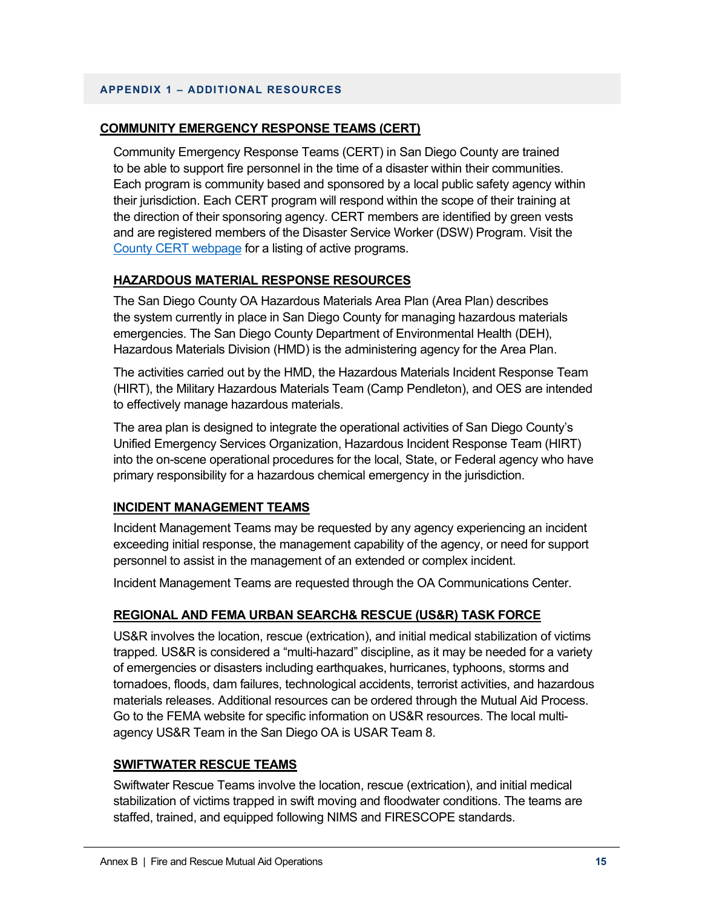## APPENDIX 1 – ADDITIONAL RESOURCES

### COMMUNITY EMERGENCY RESPONSE TEAMS (CERT)

Community Emergency Response Teams (CERT) in San Diego County are trained to be able to support fire personnel in the time of a disaster within their communities. Each program is community based and sponsored by a local public safety agency within their jurisdiction. Each CERT program will respond within the scope of their training at the direction of their sponsoring agency. CERT members are identified by green vests and are registered members of the Disaster Service Worker (DSW) Program. Visit the County CERT webpage for a listing of active programs.

### HAZARDOUS MATERIAL RESPONSE RESOURCES

The San Diego County OA Hazardous Materials Area Plan (Area Plan) describes the system currently in place in San Diego County for managing hazardous materials emergencies. The San Diego County Department of Environmental Health (DEH), Hazardous Materials Division (HMD) is the administering agency for the Area Plan.

The activities carried out by the HMD, the Hazardous Materials Incident Response Team (HIRT), the Military Hazardous Materials Team (Camp Pendleton), and OES are intended to effectively manage hazardous materials.

The area plan is designed to integrate the operational activities of San Diego County's Unified Emergency Services Organization, Hazardous Incident Response Team (HIRT) into the on-scene operational procedures for the local, State, or Federal agency who have primary responsibility for a hazardous chemical emergency in the jurisdiction.

### INCIDENT MANAGEMENT TEAMS

Incident Management Teams may be requested by any agency experiencing an incident exceeding initial response, the management capability of the agency, or need for support personnel to assist in the management of an extended or complex incident.

Incident Management Teams are requested through the OA Communications Center.

### REGIONAL AND FEMA URBAN SEARCH& RESCUE (US&R) TASK FORCE

US&R involves the location, rescue (extrication), and initial medical stabilization of victims trapped. US&R is considered a "multi-hazard" discipline, as it may be needed for a variety of emergencies or disasters including earthquakes, hurricanes, typhoons, storms and tornadoes, floods, dam failures, technological accidents, terrorist activities, and hazardous materials releases. Additional resources can be ordered through the Mutual Aid Process. Go to the FEMA website for specific information on US&R resources. The local multi-agency US&R Team in the San Diego OA is USAR Team 8.

### SWIFTWATER RESCUE TEAMS

Swiftwater Rescue Teams involve the location, rescue (extrication), and initial medical stabilization of victims trapped in swift moving and floodwater conditions. The teams are staffed, trained, and equipped following NIMS and FIRESCOPE standards.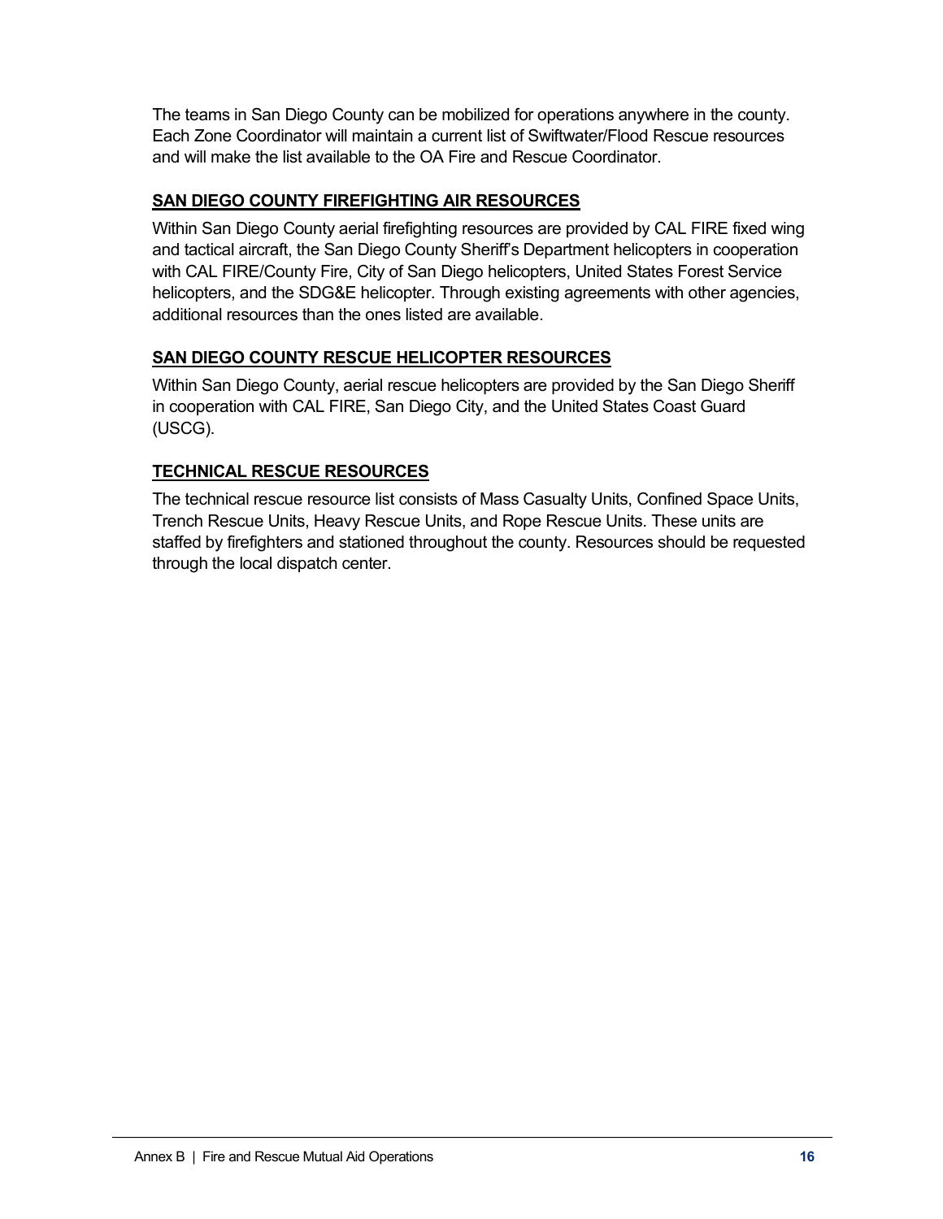The teams in San Diego County can be mobilized for operations anywhere in the county. Each Zone Coordinator will maintain a current list of Swiftwater/Flood Rescue resources and will make the list available to the OA Fire and Rescue Coordinator.

## SAN DIEGO COUNTY FIREFIGHTING AIR RESOURCES

Within San Diego County aerial firefighting resources are provided by CAL FIRE fixed wing and tactical aircraft, the San Diego County Sheriff's Department helicopters in cooperation with CAL FIRE/County Fire, City of San Diego helicopters, United States Forest Service helicopters, and the SDG&E helicopter. Through existing agreements with other agencies, additional resources than the ones listed are available.

## SAN DIEGO COUNTY RESCUE HELICOPTER RESOURCES

Within San Diego County, aerial rescue helicopters are provided by the San Diego Sheriff in cooperation with CAL FIRE, San Diego City, and the United States Coast Guard (USCG).

## TECHNICAL RESCUE RESOURCES

The technical rescue resource list consists of Mass Casualty Units, Confined Space Units, Trench Rescue Units, Heavy Rescue Units, and Rope Rescue Units. These units are staffed by firefighters and stationed throughout the county. Resources should be requested through the local dispatch center.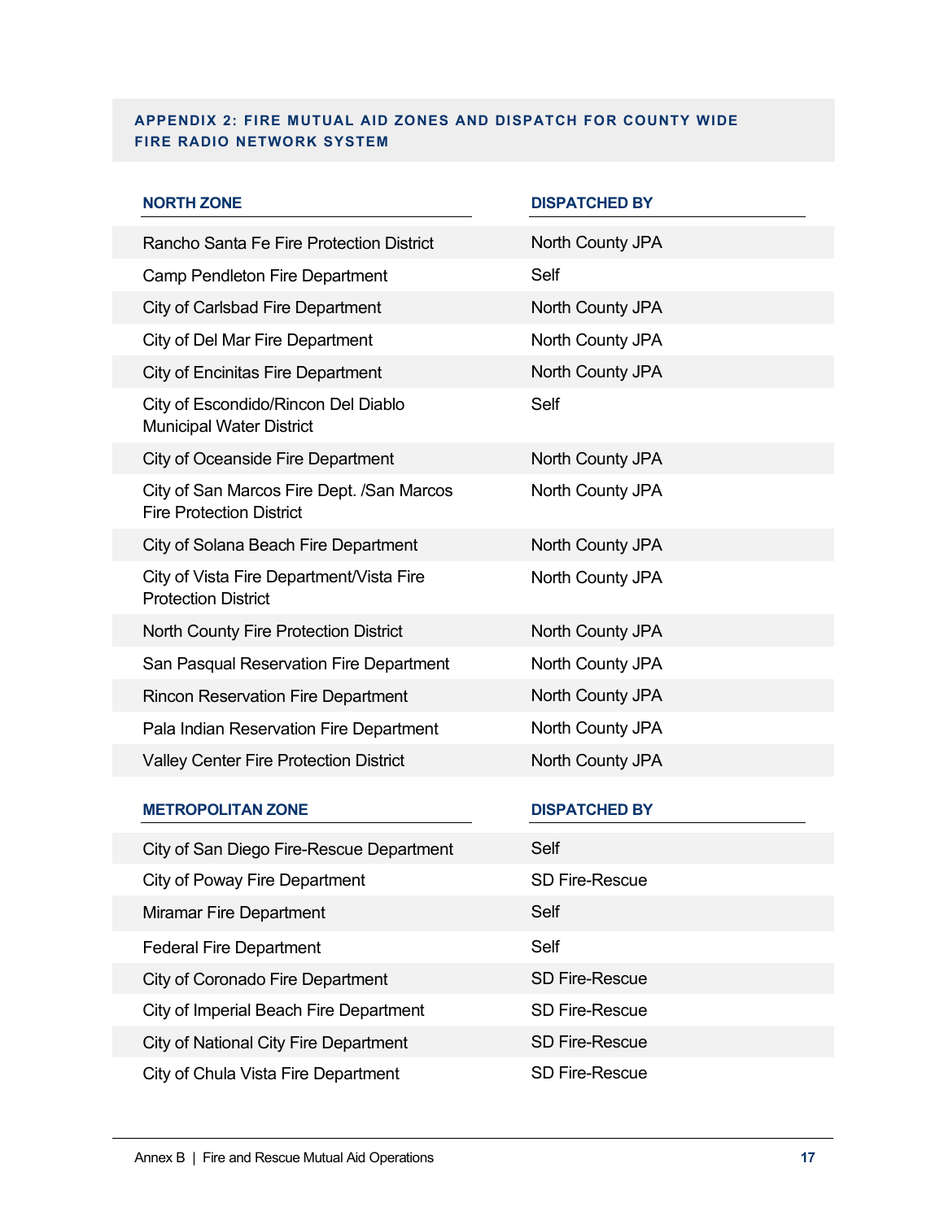## APPENDIX 2: FIRE MUTUAL AID ZONES AND DISPATCH FOR COUNTY WIDE FIRE RADIO NETWORK SYSTEM

| NORTH ZONE | DISPATCHED BY |
|---|---|
| Rancho Santa Fe Fire Protection District | North County JPA |
| Camp Pendleton Fire Department | Self |
| City of Carlsbad Fire Department | North County JPA |
| City of Del Mar Fire Department | North County JPA |
| City of Encinitas Fire Department | North County JPA |
| City of Escondido/Rincon Del Diablo Municipal Water District | Self |
| City of Oceanside Fire Department | North County JPA |
| City of San Marcos Fire Dept. /San Marcos Fire Protection District | North County JPA |
| City of Solana Beach Fire Department | North County JPA |
| City of Vista Fire Department/Vista Fire Protection District | North County JPA |
| North County Fire Protection District | North County JPA |
| San Pasqual Reservation Fire Department | North County JPA |
| Rincon Reservation Fire Department | North County JPA |
| Pala Indian Reservation Fire Department | North County JPA |
| Valley Center Fire Protection District | North County JPA |

| METROPOLITAN ZONE | DISPATCHED BY |
|---|---|
| City of San Diego Fire-Rescue Department | Self |
| City of Poway Fire Department | SD Fire-Rescue |
| Miramar Fire Department | Self |
| Federal Fire Department | Self |
| City of Coronado Fire Department | SD Fire-Rescue |
| City of Imperial Beach Fire Department | SD Fire-Rescue |
| City of National City Fire Department | SD Fire-Rescue |
| City of Chula Vista Fire Department | SD Fire-Rescue |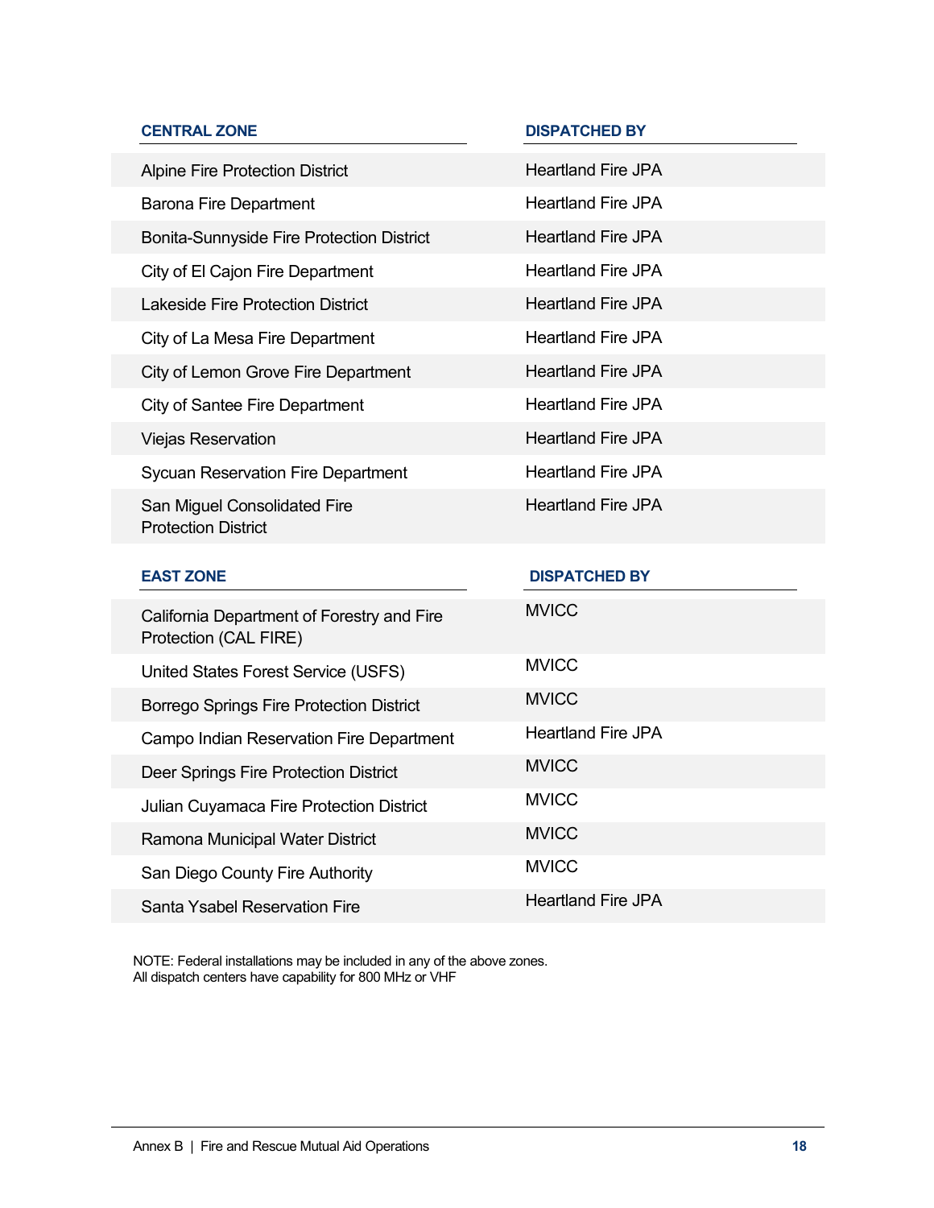| CENTRAL ZONE | DISPATCHED BY |
| --- | --- |
| Alpine Fire Protection District | Heartland Fire JPA |
| Barona Fire Department | Heartland Fire JPA |
| Bonita-Sunnyside Fire Protection District | Heartland Fire JPA |
| City of El Cajon Fire Department | Heartland Fire JPA |
| Lakeside Fire Protection District | Heartland Fire JPA |
| City of La Mesa Fire Department | Heartland Fire JPA |
| City of Lemon Grove Fire Department | Heartland Fire JPA |
| City of Santee Fire Department | Heartland Fire JPA |
| Viejas Reservation | Heartland Fire JPA |
| Sycuan Reservation Fire Department | Heartland Fire JPA |
| San Miguel Consolidated Fire Protection District | Heartland Fire JPA |

| EAST ZONE | DISPATCHED BY |
| --- | --- |
| California Department of Forestry and Fire Protection (CAL FIRE) | MVICC |
| United States Forest Service (USFS) | MVICC |
| Borrego Springs Fire Protection District | MVICC |
| Campo Indian Reservation Fire Department | Heartland Fire JPA |
| Deer Springs Fire Protection District | MVICC |
| Julian Cuyamaca Fire Protection District | MVICC |
| Ramona Municipal Water District | MVICC |
| San Diego County Fire Authority | MVICC |
| Santa Ysabel Reservation Fire | Heartland Fire JPA |

NOTE: Federal installations may be included in any of the above zones.
All dispatch centers have capability for 800 MHz or VHF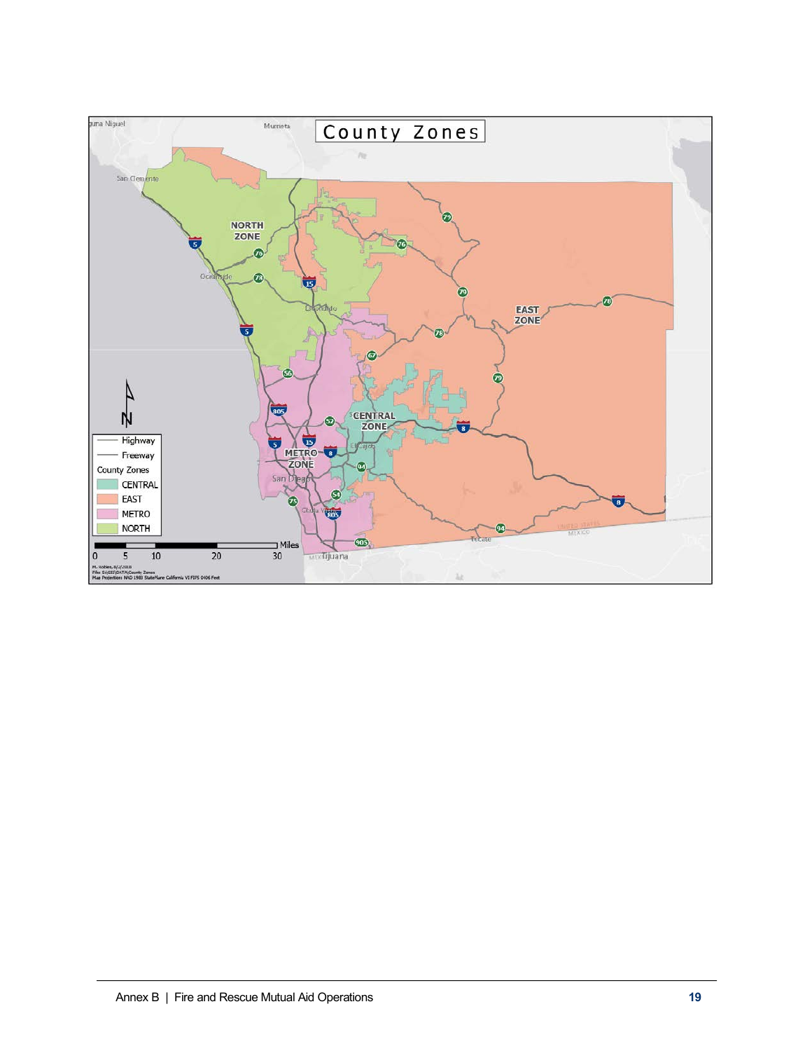County Zones

NORTH ZONE

EAST ZONE

CENTRAL ZONE

METRO ZONE

Highway
Freeway

County Zones
- CENTRAL
- EAST
- METRO
- NORTH

Miles
0 5 10 20 30

M. Robles, 8/2/2018
File: S:\GIS\DATA\County Zones
Map Projection: NAD 1983 StatePlane California VI FIPS 0406 Feet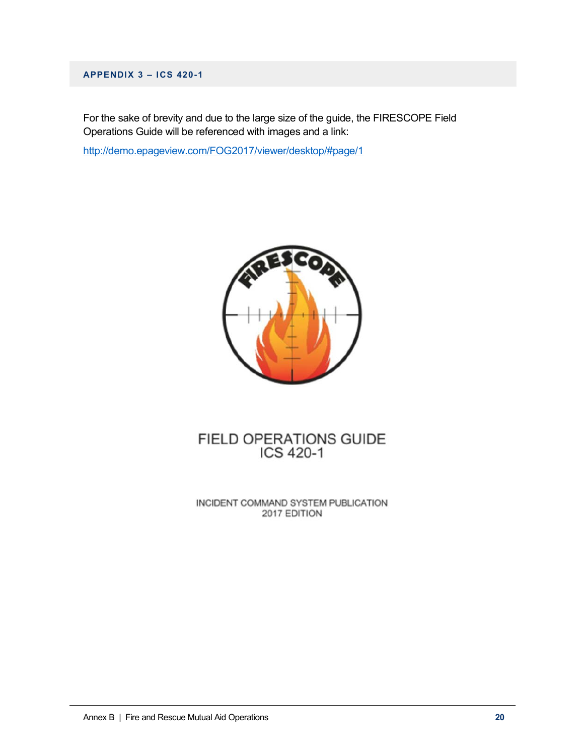## APPENDIX 3 – ICS 420-1

For the sake of brevity and due to the large size of the guide, the FIRESCOPE Field Operations Guide will be referenced with images and a link:

http://demo.epageview.com/FOG2017/viewer/desktop/#page/1

FIELD OPERATIONS GUIDE
ICS 420-1

INCIDENT COMMAND SYSTEM PUBLICATION
2017 EDITION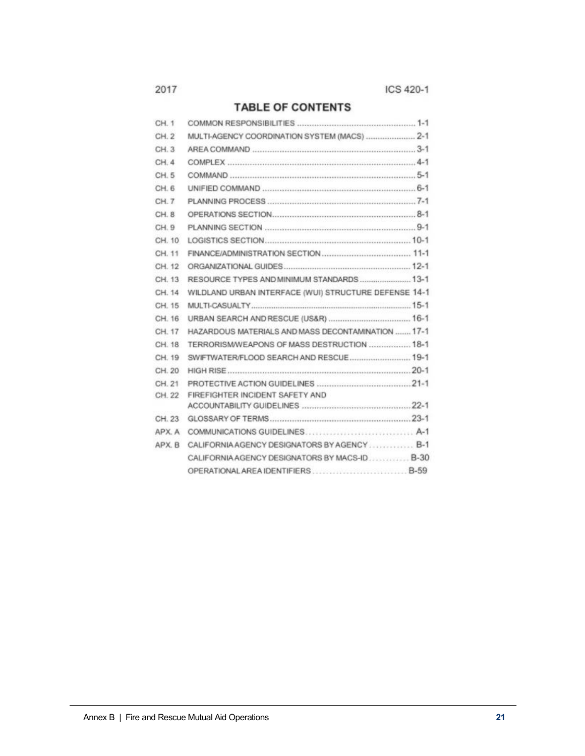2017 ICS 420-1

## TABLE OF CONTENTS

| | | |
|---|---|---|
| CH. 1 | COMMON RESPONSIBILITIES | 1-1 |
| CH. 2 | MULTI-AGENCY COORDINATION SYSTEM (MACS) | 2-1 |
| CH. 3 | AREA COMMAND | 3-1 |
| CH. 4 | COMPLEX | 4-1 |
| CH. 5 | COMMAND | 5-1 |
| CH. 6 | UNIFIED COMMAND | 6-1 |
| CH. 7 | PLANNING PROCESS | 7-1 |
| CH. 8 | OPERATIONS SECTION | 8-1 |
| CH. 9 | PLANNING SECTION | 9-1 |
| CH. 10 | LOGISTICS SECTION | 10-1 |
| CH. 11 | FINANCE/ADMINISTRATION SECTION | 11-1 |
| CH. 12 | ORGANIZATIONAL GUIDES | 12-1 |
| CH. 13 | RESOURCE TYPES AND MINIMUM STANDARDS | 13-1 |
| CH. 14 | WILDLAND URBAN INTERFACE (WUI) STRUCTURE DEFENSE | 14-1 |
| CH. 15 | MULTI-CASUALTY | 15-1 |
| CH. 16 | URBAN SEARCH AND RESCUE (US&R) | 16-1 |
| CH. 17 | HAZARDOUS MATERIALS AND MASS DECONTAMINATION | 17-1 |
| CH. 18 | TERRORISM/WEAPONS OF MASS DESTRUCTION | 18-1 |
| CH. 19 | SWIFTWATER/FLOOD SEARCH AND RESCUE | 19-1 |
| CH. 20 | HIGH RISE | 20-1 |
| CH. 21 | PROTECTIVE ACTION GUIDELINES | 21-1 |
| CH. 22 | FIREFIGHTER INCIDENT SAFETY AND ACCOUNTABILITY GUIDELINES | 22-1 |
| CH. 23 | GLOSSARY OF TERMS | 23-1 |
| APX. A | COMMUNICATIONS GUIDELINES | A-1 |
| APX. B | CALIFORNIA AGENCY DESIGNATORS BY AGENCY | B-1 |
| | CALIFORNIA AGENCY DESIGNATORS BY MACS-ID | B-30 |
| | OPERATIONAL AREA IDENTIFIERS | B-59 |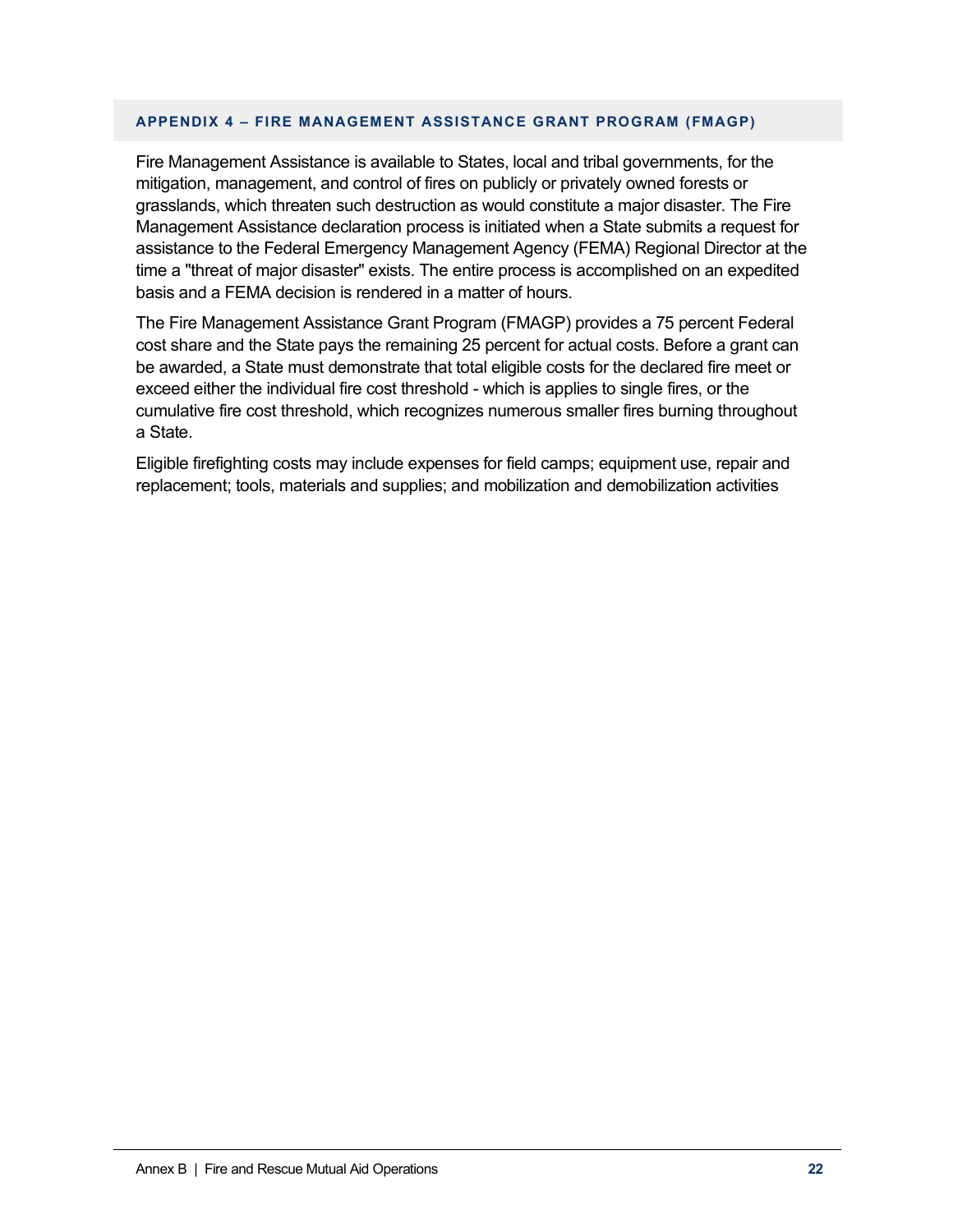## APPENDIX 4 – FIRE MANAGEMENT ASSISTANCE GRANT PROGRAM (FMAGP)

Fire Management Assistance is available to States, local and tribal governments, for the mitigation, management, and control of fires on publicly or privately owned forests or grasslands, which threaten such destruction as would constitute a major disaster. The Fire Management Assistance declaration process is initiated when a State submits a request for assistance to the Federal Emergency Management Agency (FEMA) Regional Director at the time a "threat of major disaster" exists. The entire process is accomplished on an expedited basis and a FEMA decision is rendered in a matter of hours.

The Fire Management Assistance Grant Program (FMAGP) provides a 75 percent Federal cost share and the State pays the remaining 25 percent for actual costs. Before a grant can be awarded, a State must demonstrate that total eligible costs for the declared fire meet or exceed either the individual fire cost threshold - which is applies to single fires, or the cumulative fire cost threshold, which recognizes numerous smaller fires burning throughout a State.

Eligible firefighting costs may include expenses for field camps; equipment use, repair and replacement; tools, materials and supplies; and mobilization and demobilization activities